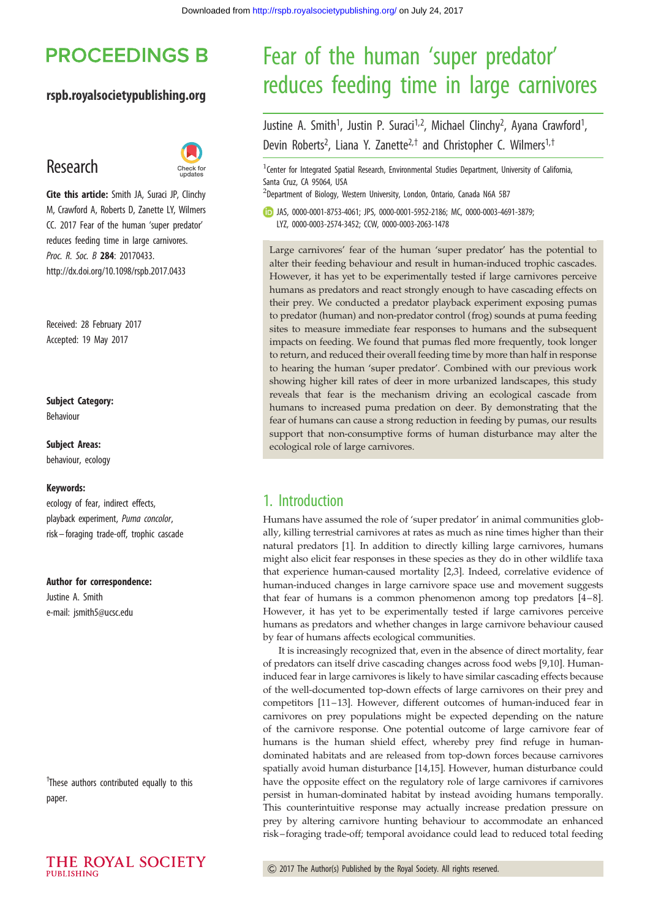# Fear of the human 'super predator' reduces feeding time in large carnivores

Justine A. Smith[1], Justin P. Suraci[1,2], Michael Clinchy[2], Ayana Crawford[1], Devin Roberts[2], Liana Y. Zanette[2,†] and Christopher C. Wilmers[1,†]

[1]Center for Integrated Spatial Research, Environmental Studies Department, University of California, Santa Cruz, CA 95064, USA

[2]Department of Biology, Western University, London, Ontario, Canada N6A 5B7

JAS, 0000-0001-8753-4061; JPS, 0000-0001-5952-2186; MC, 0000-0003-4691-3879; LYZ, 0000-0003-2574-3452; CCW, 0000-0003-2063-1478

**Research**

**Cite this article:** Smith JA, Suraci JP, Clinchy M, Crawford A, Roberts D, Zanette LY, Wilmers CC. 2017 Fear of the human 'super predator' reduces feeding time in large carnivores. *Proc. R. Soc. B* **284**: 20170433. http://dx.doi.org/10.1098/rspb.2017.0433

Received: 28 February 2017
Accepted: 19 May 2017

**Subject Category:**
Behaviour

**Subject Areas:**
behaviour, ecology

**Keywords:**
ecology of fear, indirect effects, playback experiment, *Puma concolor*, risk–foraging trade-off, trophic cascade

**Author for correspondence:**
Justine A. Smith
e-mail: jsmith5@ucsc.edu

†These authors contributed equally to this paper.

Large carnivores' fear of the human 'super predator' has the potential to alter their feeding behaviour and result in human-induced trophic cascades. However, it has yet to be experimentally tested if large carnivores perceive humans as predators and react strongly enough to have cascading effects on their prey. We conducted a predator playback experiment exposing pumas to predator (human) and non-predator control (frog) sounds at puma feeding sites to measure immediate fear responses to humans and the subsequent impacts on feeding. We found that pumas fled more frequently, took longer to return, and reduced their overall feeding time by more than half in response to hearing the human 'super predator'. Combined with our previous work showing higher kill rates of deer in more urbanized landscapes, this study reveals that fear is the mechanism driving an ecological cascade from humans to increased puma predation on deer. By demonstrating that the fear of humans can cause a strong reduction in feeding by pumas, our results support that non-consumptive forms of human disturbance may alter the ecological role of large carnivores.

## 1. Introduction

Humans have assumed the role of 'super predator' in animal communities globally, killing terrestrial carnivores at rates as much as nine times higher than their natural predators [1]. In addition to directly killing large carnivores, humans might also elicit fear responses in these species as they do in other wildlife taxa that experience human-caused mortality [2,3]. Indeed, correlative evidence of human-induced changes in large carnivore space use and movement suggests that fear of humans is a common phenomenon among top predators [4–8]. However, it has yet to be experimentally tested if large carnivores perceive humans as predators and whether changes in large carnivore behaviour caused by fear of humans affects ecological communities.

It is increasingly recognized that, even in the absence of direct mortality, fear of predators can itself drive cascading changes across food webs [9,10]. Human-induced fear in large carnivores is likely to have similar cascading effects because of the well-documented top-down effects of large carnivores on their prey and competitors [11–13]. However, different outcomes of human-induced fear in carnivores on prey populations might be expected depending on the nature of the carnivore response. One potential outcome of large carnivore fear of humans is the human shield effect, whereby prey find refuge in human-dominated habitats and are released from top-down forces because carnivores spatially avoid human disturbance [14,15]. However, human disturbance could have the opposite effect on the regulatory role of large carnivores if carnivores persist in human-dominated habitat by instead avoiding humans temporally. This counterintuitive response may actually increase predation pressure on prey by altering carnivore hunting behaviour to accommodate an enhanced risk–foraging trade-off; temporal avoidance could lead to reduced total feeding

© 2017 The Author(s) Published by the Royal Society. All rights reserved.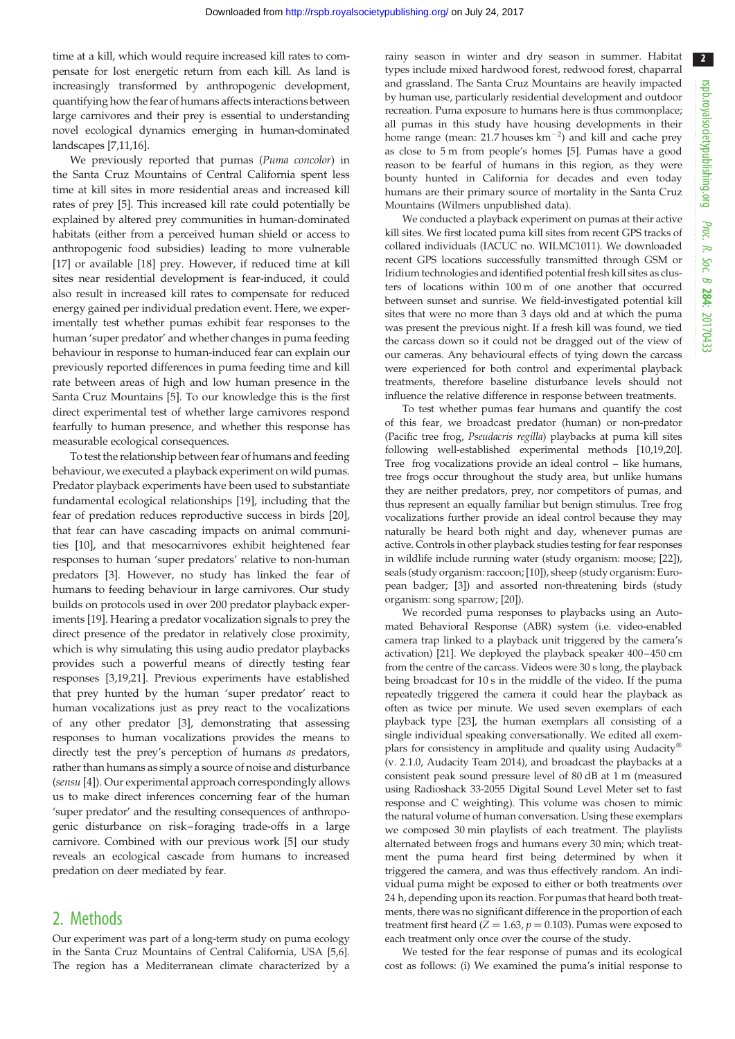time at a kill, which would require increased kill rates to compensate for lost energetic return from each kill. As land is increasingly transformed by anthropogenic development, quantifying how the fear of humans affects interactions between large carnivores and their prey is essential to understanding novel ecological dynamics emerging in human-dominated landscapes [7,11,16].

We previously reported that pumas (*Puma concolor*) in the Santa Cruz Mountains of Central California spent less time at kill sites in more residential areas and increased kill rates of prey [5]. This increased kill rate could potentially be explained by altered prey communities in human-dominated habitats (either from a perceived human shield or access to anthropogenic food subsidies) leading to more vulnerable [17] or available [18] prey. However, if reduced time at kill sites near residential development is fear-induced, it could also result in increased kill rates to compensate for reduced energy gained per individual predation event. Here, we experimentally test whether pumas exhibit fear responses to the human 'super predator' and whether changes in puma feeding behaviour in response to human-induced fear can explain our previously reported differences in puma feeding time and kill rate between areas of high and low human presence in the Santa Cruz Mountains [5]. To our knowledge this is the first direct experimental test of whether large carnivores respond fearfully to human presence, and whether this response has measurable ecological consequences.

To test the relationship between fear of humans and feeding behaviour, we executed a playback experiment on wild pumas. Predator playback experiments have been used to substantiate fundamental ecological relationships [19], including that the fear of predation reduces reproductive success in birds [20], that fear can have cascading impacts on animal communities [10], and that mesocarnivores exhibit heightened fear responses to human 'super predators' relative to non-human predators [3]. However, no study has linked the fear of humans to feeding behaviour in large carnivores. Our study builds on protocols used in over 200 predator playback experiments [19]. Hearing a predator vocalization signals to prey the direct presence of the predator in relatively close proximity, which is why simulating this using audio predator playbacks provides such a powerful means of directly testing fear responses [3,19,21]. Previous experiments have established that prey hunted by the human 'super predator' react to human vocalizations just as prey react to the vocalizations of any other predator [3], demonstrating that assessing responses to human vocalizations provides the means to directly test the prey's perception of humans *as* predators, rather than humans as simply a source of noise and disturbance (*sensu* [4]). Our experimental approach correspondingly allows us to make direct inferences concerning fear of the human 'super predator' and the resulting consequences of anthropogenic disturbance on risk–foraging trade-offs in a large carnivore. Combined with our previous work [5] our study reveals an ecological cascade from humans to increased predation on deer mediated by fear.

## 2. Methods

Our experiment was part of a long-term study on puma ecology in the Santa Cruz Mountains of Central California, USA [5,6]. The region has a Mediterranean climate characterized by a rainy season in winter and dry season in summer. Habitat types include mixed hardwood forest, redwood forest, chaparral and grassland. The Santa Cruz Mountains are heavily impacted by human use, particularly residential development and outdoor recreation. Puma exposure to humans here is thus commonplace; all pumas in this study have housing developments in their home range (mean: 21.7 houses $km^{-2}$) and kill and cache prey as close to 5 m from people's homes [5]. Pumas have a good reason to be fearful of humans in this region, as they were bounty hunted in California for decades and even today humans are their primary source of mortality in the Santa Cruz Mountains (Wilmers unpublished data).

We conducted a playback experiment on pumas at their active kill sites. We first located puma kill sites from recent GPS tracks of collared individuals (IACUC no. WILMC1011). We downloaded recent GPS locations successfully transmitted through GSM or Iridium technologies and identified potential fresh kill sites as clusters of locations within 100 m of one another that occurred between sunset and sunrise. We field-investigated potential kill sites that were no more than 3 days old and at which the puma was present the previous night. If a fresh kill was found, we tied the carcass down so it could not be dragged out of the view of our cameras. Any behavioural effects of tying down the carcass were experienced for both control and experimental playback treatments, therefore baseline disturbance levels should not influence the relative difference in response between treatments.

To test whether pumas fear humans and quantify the cost of this fear, we broadcast predator (human) or non-predator (Pacific tree frog, *Pseudacris regilla*) playbacks at puma kill sites following well-established experimental methods [10,19,20]. Tree frog vocalizations provide an ideal control – like humans, tree frogs occur throughout the study area, but unlike humans they are neither predators, prey, nor competitors of pumas, and thus represent an equally familiar but benign stimulus. Tree frog vocalizations further provide an ideal control because they may naturally be heard both night and day, whenever pumas are active. Controls in other playback studies testing for fear responses in wildlife include running water (study organism: moose; [22]), seals (study organism: raccoon; [10]), sheep (study organism: European badger; [3]) and assorted non-threatening birds (study organism: song sparrow; [20]).

We recorded puma responses to playbacks using an Automated Behavioral Response (ABR) system (i.e. video-enabled camera trap linked to a playback unit triggered by the camera's activation) [21]. We deployed the playback speaker 400–450 cm from the centre of the carcass. Videos were 30 s long, the playback being broadcast for 10 s in the middle of the video. If the puma repeatedly triggered the camera it could hear the playback as often as twice per minute. We used seven exemplars of each playback type [23], the human exemplars all consisting of a single individual speaking conversationally. We edited all exemplars for consistency in amplitude and quality using Audacity® (v. 2.1.0, Audacity Team 2014), and broadcast the playbacks at a consistent peak sound pressure level of 80 dB at 1 m (measured using Radioshack 33-2055 Digital Sound Level Meter set to fast response and C weighting). This volume was chosen to mimic the natural volume of human conversation. Using these exemplars we composed 30 min playlists of each treatment. The playlists alternated between frogs and humans every 30 min; which treatment the puma heard first being determined by when it triggered the camera, and was thus effectively random. An individual puma might be exposed to either or both treatments over 24 h, depending upon its reaction. For pumas that heard both treatments, there was no significant difference in the proportion of each treatment first heard ($Z = 1.63$, $p = 0.103$). Pumas were exposed to each treatment only once over the course of the study.

We tested for the fear response of pumas and its ecological cost as follows: (i) We examined the puma's initial response to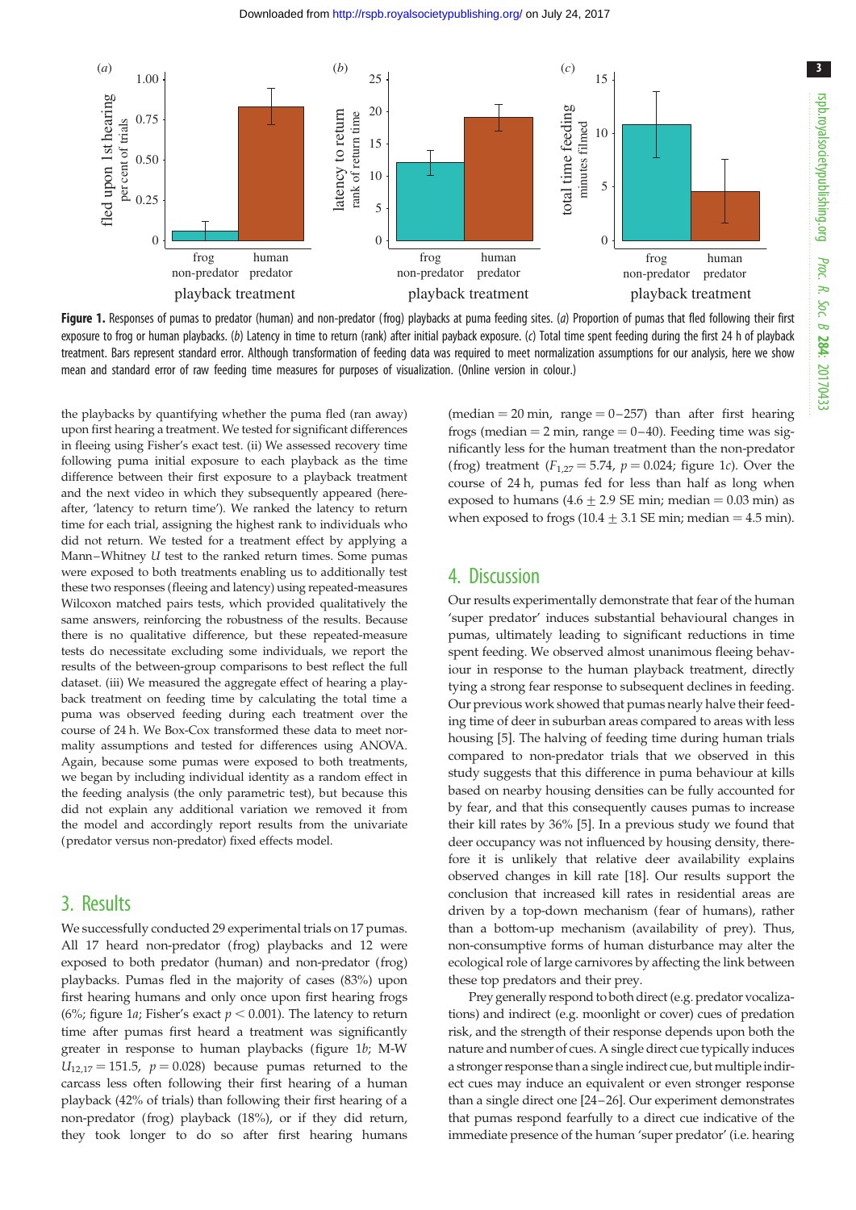**Figure 1.** Responses of pumas to predator (human) and non-predator (frog) playbacks at puma feeding sites. (*a*) Proportion of pumas that fled following their first exposure to frog or human playbacks. (*b*) Latency in time to return (rank) after initial payback exposure. (*c*) Total time spent feeding during the first 24 h of playback treatment. Bars represent standard error. Although transformation of feeding data was required to meet normalization assumptions for our analysis, here we show mean and standard error of raw feeding time measures for purposes of visualization. (Online version in colour.)

the playbacks by quantifying whether the puma fled (ran away) upon first hearing a treatment. We tested for significant differences in fleeing using Fisher's exact test. (ii) We assessed recovery time following puma initial exposure to each playback as the time difference between their first exposure to a playback treatment and the next video in which they subsequently appeared (hereafter, 'latency to return time'). We ranked the latency to return time for each trial, assigning the highest rank to individuals who did not return. We tested for a treatment effect by applying a Mann–Whitney *U* test to the ranked return times. Some pumas were exposed to both treatments enabling us to additionally test these two responses (fleeing and latency) using repeated-measures Wilcoxon matched pairs tests, which provided qualitatively the same answers, reinforcing the robustness of the results. Because there is no qualitative difference, but these repeated-measure tests do necessitate excluding some individuals, we report the results of the between-group comparisons to best reflect the full dataset. (iii) We measured the aggregate effect of hearing a playback treatment on feeding time by calculating the total time a puma was observed feeding during each treatment over the course of 24 h. We Box-Cox transformed these data to meet normality assumptions and tested for differences using ANOVA. Again, because some pumas were exposed to both treatments, we began by including individual identity as a random effect in the feeding analysis (the only parametric test), but because this did not explain any additional variation we removed it from the model and accordingly report results from the univariate (predator versus non-predator) fixed effects model.

## 3. Results

We successfully conducted 29 experimental trials on 17 pumas. All 17 heard non-predator (frog) playbacks and 12 were exposed to both predator (human) and non-predator (frog) playbacks. Pumas fled in the majority of cases (83%) upon first hearing humans and only once upon first hearing frogs (6%; figure 1*a*; Fisher's exact $p < 0.001$). The latency to return time after pumas first heard a treatment was significantly greater in response to human playbacks (figure 1*b*; M-W $U_{12,17} = 151.5$, $p = 0.028$) because pumas returned to the carcass less often following their first hearing of a human playback (42% of trials) than following their first hearing of a non-predator (frog) playback (18%), or if they did return, they took longer to do so after first hearing humans (median = 20 min, range = 0–257) than after first hearing frogs (median = 2 min, range = 0–40). Feeding time was significantly less for the human treatment than the non-predator (frog) treatment ($F_{1,27} = 5.74$, $p = 0.024$; figure 1*c*). Over the course of 24 h, pumas fed for less than half as long when exposed to humans ($4.6 \pm 2.9$ SE min; median = 0.03 min) as when exposed to frogs ($10.4 \pm 3.1$ SE min; median = 4.5 min).

## 4. Discussion

Our results experimentally demonstrate that fear of the human 'super predator' induces substantial behavioural changes in pumas, ultimately leading to significant reductions in time spent feeding. We observed almost unanimous fleeing behaviour in response to the human playback treatment, directly tying a strong fear response to subsequent declines in feeding. Our previous work showed that pumas nearly halve their feeding time of deer in suburban areas compared to areas with less housing [5]. The halving of feeding time during human trials compared to non-predator trials that we observed in this study suggests that this difference in puma behaviour at kills based on nearby housing densities can be fully accounted for by fear, and that this consequently causes pumas to increase their kill rates by 36% [5]. In a previous study we found that deer occupancy was not influenced by housing density, therefore it is unlikely that relative deer availability explains observed changes in kill rate [18]. Our results support the conclusion that increased kill rates in residential areas are driven by a top-down mechanism (fear of humans), rather than a bottom-up mechanism (availability of prey). Thus, non-consumptive forms of human disturbance may alter the ecological role of large carnivores by affecting the link between these top predators and their prey.

Prey generally respond to both direct (e.g. predator vocalizations) and indirect (e.g. moonlight or cover) cues of predation risk, and the strength of their response depends upon both the nature and number of cues. A single direct cue typically induces a stronger response than a single indirect cue, but multiple indirect cues may induce an equivalent or even stronger response than a single direct one [24–26]. Our experiment demonstrates that pumas respond fearfully to a direct cue indicative of the immediate presence of the human 'super predator' (i.e. hearing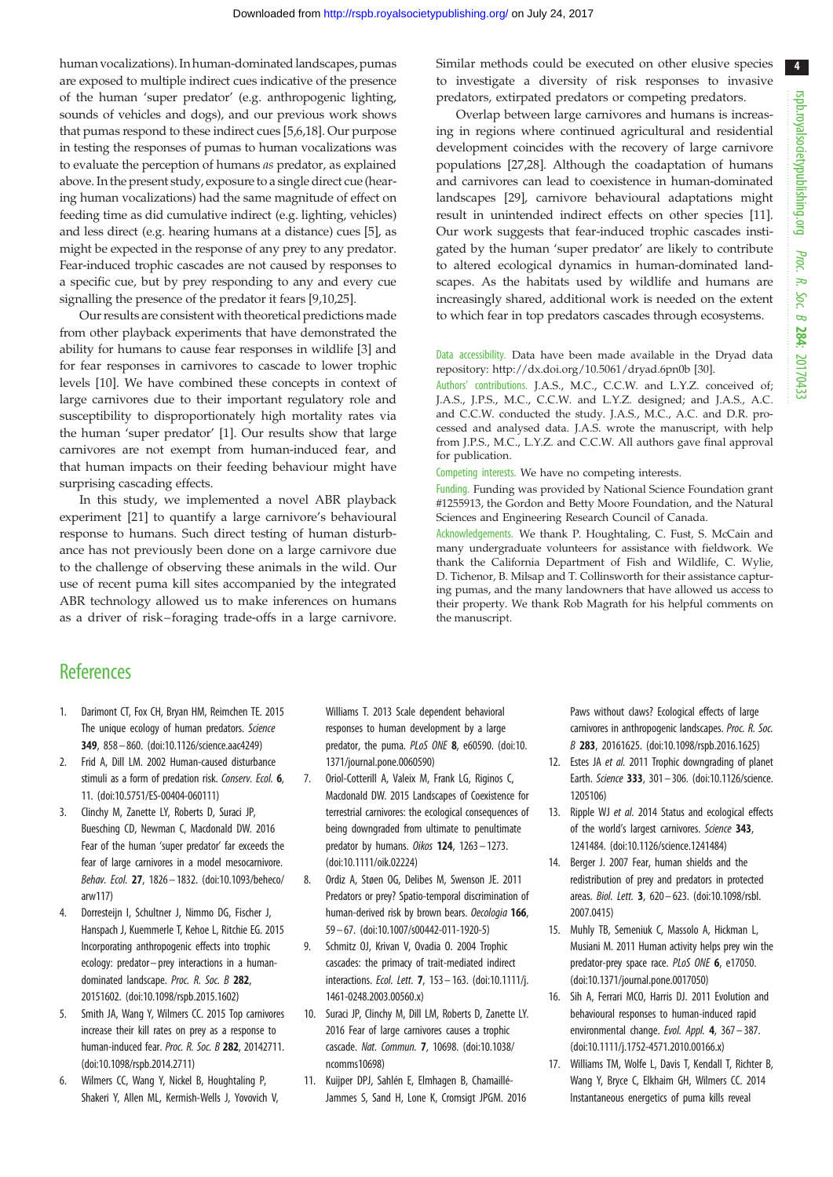human vocalizations). In human-dominated landscapes, pumas are exposed to multiple indirect cues indicative of the presence of the human 'super predator' (e.g. anthropogenic lighting, sounds of vehicles and dogs), and our previous work shows that pumas respond to these indirect cues [5,6,18]. Our purpose in testing the responses of pumas to human vocalizations was to evaluate the perception of humans *as* predator, as explained above. In the present study, exposure to a single direct cue (hearing human vocalizations) had the same magnitude of effect on feeding time as did cumulative indirect (e.g. lighting, vehicles) and less direct (e.g. hearing humans at a distance) cues [5], as might be expected in the response of any prey to any predator. Fear-induced trophic cascades are not caused by responses to a specific cue, but by prey responding to any and every cue signalling the presence of the predator it fears [9,10,25].

Our results are consistent with theoretical predictions made from other playback experiments that have demonstrated the ability for humans to cause fear responses in wildlife [3] and for fear responses in carnivores to cascade to lower trophic levels [10]. We have combined these concepts in context of large carnivores due to their important regulatory role and susceptibility to disproportionately high mortality rates via the human 'super predator' [1]. Our results show that large carnivores are not exempt from human-induced fear, and that human impacts on their feeding behaviour might have surprising cascading effects.

In this study, we implemented a novel ABR playback experiment [21] to quantify a large carnivore's behavioural response to humans. Such direct testing of human disturbance has not previously been done on a large carnivore due to the challenge of observing these animals in the wild. Our use of recent puma kill sites accompanied by the integrated ABR technology allowed us to make inferences on humans as a driver of risk–foraging trade-offs in a large carnivore. Similar methods could be executed on other elusive species to investigate a diversity of risk responses to invasive predators, extirpated predators or competing predators.

Overlap between large carnivores and humans is increasing in regions where continued agricultural and residential development coincides with the recovery of large carnivore populations [27,28]. Although the coadaptation of humans and carnivores can lead to coexistence in human-dominated landscapes [29], carnivore behavioural adaptations might result in unintended indirect effects on other species [11]. Our work suggests that fear-induced trophic cascades instigated by the human 'super predator' are likely to contribute to altered ecological dynamics in human-dominated landscapes. As the habitats used by wildlife and humans are increasingly shared, additional work is needed on the extent to which fear in top predators cascades through ecosystems.

Data accessibility. Data have been made available in the Dryad data repository: http://dx.doi.org/10.5061/dryad.6pn0b [30].

Authors' contributions. J.A.S., M.C., C.C.W. and L.Y.Z. conceived of; J.A.S., J.P.S., M.C., C.C.W. and L.Y.Z. designed; and J.A.S., A.C. and C.C.W. conducted the study. J.A.S., M.C., A.C. and D.R. processed and analysed data. J.A.S. wrote the manuscript, with help from J.P.S., M.C., L.Y.Z. and C.C.W. All authors gave final approval for publication.

Competing interests. We have no competing interests.

Funding. Funding was provided by National Science Foundation grant #1255913, the Gordon and Betty Moore Foundation, and the Natural Sciences and Engineering Research Council of Canada.

Acknowledgements. We thank P. Houghtaling, C. Fust, S. McCain and many undergraduate volunteers for assistance with fieldwork. We thank the California Department of Fish and Wildlife, C. Wylie, D. Tichenor, B. Milsap and T. Collinsworth for their assistance capturing pumas, and the many landowners that have allowed us access to their property. We thank Rob Magrath for his helpful comments on the manuscript.

## References

1. Darimont CT, Fox CH, Bryan HM, Reimchen TE. 2015 The unique ecology of human predators. *Science* **349**, 858–860. (doi:10.1126/science.aac4249)
2. Frid A, Dill LM. 2002 Human-caused disturbance stimuli as a form of predation risk. *Conserv. Ecol.* **6**, 11. (doi:10.5751/ES-00404-060111)
3. Clinchy M, Zanette LY, Roberts D, Suraci JP, Buesching CD, Newman C, Macdonald DW. 2016 Fear of the human 'super predator' far exceeds the fear of large carnivores in a model mesocarnivore. *Behav. Ecol.* **27**, 1826–1832. (doi:10.1093/beheco/arw117)
4. Dorresteijn I, Schultner J, Nimmo DG, Fischer J, Hanspach J, Kuemmerle T, Kehoe L, Ritchie EG. 2015 Incorporating anthropogenic effects into trophic ecology: predator–prey interactions in a human-dominated landscape. *Proc. R. Soc. B* **282**, 20151602. (doi:10.1098/rspb.2015.1602)
5. Smith JA, Wang Y, Wilmers CC. 2015 Top carnivores increase their kill rates on prey as a response to human-induced fear. *Proc. R. Soc. B* **282**, 20142711. (doi:10.1098/rspb.2014.2711)
6. Wilmers CC, Wang Y, Nickel B, Houghtaling P, Shakeri Y, Allen ML, Kermish-Wells J, Yovovich V, Williams T. 2013 Scale dependent behavioral responses to human development by a large predator, the puma. *PLoS ONE* **8**, e60590. (doi:10.1371/journal.pone.0060590)
7. Oriol-Cotterill A, Valeix M, Frank LG, Riginos C, Macdonald DW. 2015 Landscapes of Coexistence for terrestrial carnivores: the ecological consequences of being downgraded from ultimate to penultimate predator by humans. *Oikos* **124**, 1263–1273. (doi:10.1111/oik.02224)
8. Ordiz A, Støen OG, Delibes M, Swenson JE. 2011 Predators or prey? Spatio-temporal discrimination of human-derived risk by brown bears. *Oecologia* **166**, 59–67. (doi:10.1007/s00442-011-1920-5)
9. Schmitz OJ, Krivan V, Ovadia O. 2004 Trophic cascades: the primacy of trait-mediated indirect interactions. *Ecol. Lett.* **7**, 153–163. (doi:10.1111/j.1461-0248.2003.00560.x)
10. Suraci JP, Clinchy M, Dill LM, Roberts D, Zanette LY. 2016 Fear of large carnivores causes a trophic cascade. *Nat. Commun.* **7**, 10698. (doi:10.1038/ncomms10698)
11. Kuijper DPJ, Sahlén E, Elmhagen B, Chamaillé-Jammes S, Sand H, Lone K, Cromsigt JPGM. 2016 Paws without claws? Ecological effects of large carnivores in anthropogenic landscapes. *Proc. R. Soc. B* **283**, 20161625. (doi:10.1098/rspb.2016.1625)
12. Estes JA *et al.* 2011 Trophic downgrading of planet Earth. *Science* **333**, 301–306. (doi:10.1126/science.1205106)
13. Ripple WJ *et al.* 2014 Status and ecological effects of the world's largest carnivores. *Science* **343**, 1241484. (doi:10.1126/science.1241484)
14. Berger J. 2007 Fear, human shields and the redistribution of prey and predators in protected areas. *Biol. Lett.* **3**, 620–623. (doi:10.1098/rsbl.2007.0415)
15. Muhly TB, Semeniuk C, Massolo A, Hickman L, Musiani M. 2011 Human activity helps prey win the predator-prey space race. *PLoS ONE* **6**, e17050. (doi:10.1371/journal.pone.0017050)
16. Sih A, Ferrari MCO, Harris DJ. 2011 Evolution and behavioural responses to human-induced rapid environmental change. *Evol. Appl.* **4**, 367–387. (doi:10.1111/j.1752-4571.2010.00166.x)
17. Williams TM, Wolfe L, Davis T, Kendall T, Richter B, Wang Y, Bryce C, Elkhaim GH, Wilmers CC. 2014 Instantaneous energetics of puma kills reveal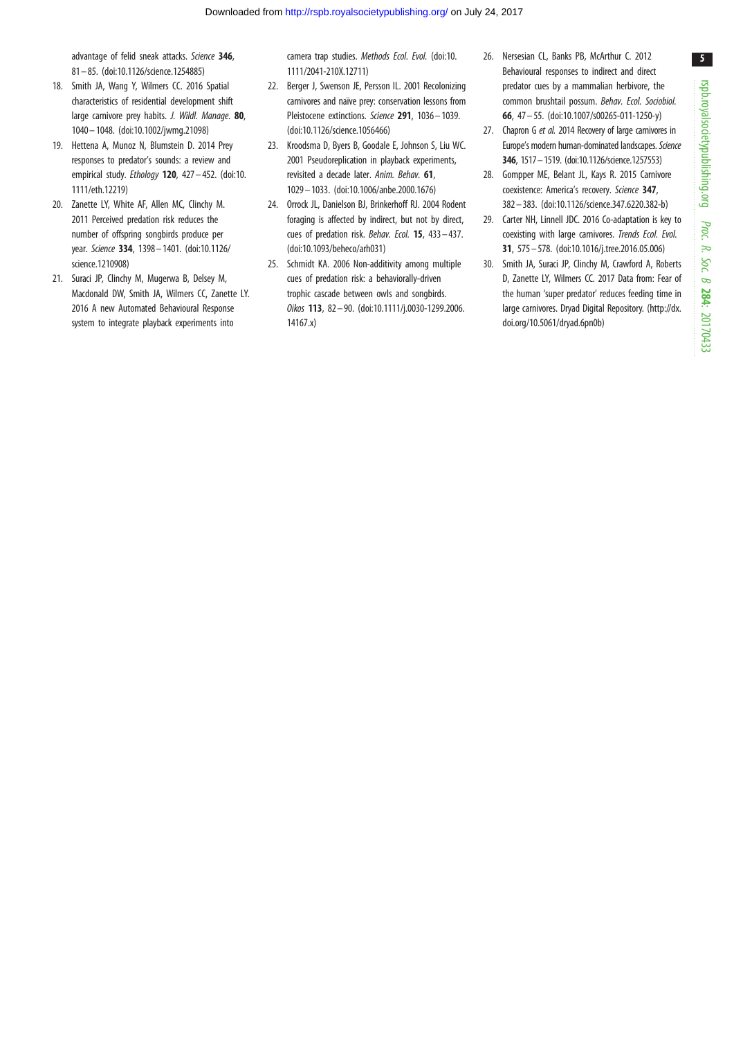advantage of felid sneak attacks. *Science* **346**, 81–85. (doi:10.1126/science.1254885)

18. Smith JA, Wang Y, Wilmers CC. 2016 Spatial characteristics of residential development shift large carnivore prey habits. *J. Wildl. Manage.* **80**, 1040–1048. (doi:10.1002/jwmg.21098)
19. Hettena A, Munoz N, Blumstein D. 2014 Prey responses to predator's sounds: a review and empirical study. *Ethology* **120**, 427–452. (doi:10.1111/eth.12219)
20. Zanette LY, White AF, Allen MC, Clinchy M. 2011 Perceived predation risk reduces the number of offspring songbirds produce per year. *Science* **334**, 1398–1401. (doi:10.1126/science.1210908)
21. Suraci JP, Clinchy M, Mugerwa B, Delsey M, Macdonald DW, Smith JA, Wilmers CC, Zanette LY. 2016 A new Automated Behavioural Response system to integrate playback experiments into camera trap studies. *Methods Ecol. Evol.* (doi:10.1111/2041-210X.12711)
22. Berger J, Swenson JE, Persson IL. 2001 Recolonizing carnivores and naïve prey: conservation lessons from Pleistocene extinctions. *Science* **291**, 1036–1039. (doi:10.1126/science.1056466)
23. Kroodsma D, Byers B, Goodale E, Johnson S, Liu WC. 2001 Pseudoreplication in playback experiments, revisited a decade later. *Anim. Behav.* **61**, 1029–1033. (doi:10.1006/anbe.2000.1676)
24. Orrock JL, Danielson BJ, Brinkerhoff RJ. 2004 Rodent foraging is affected by indirect, but not by direct, cues of predation risk. *Behav. Ecol.* **15**, 433–437. (doi:10.1093/beheco/arh031)
25. Schmidt KA. 2006 Non-additivity among multiple cues of predation risk: a behaviorally-driven trophic cascade between owls and songbirds. *Oikos* **113**, 82–90. (doi:10.1111/j.0030-1299.2006.14167.x)
26. Nersesian CL, Banks PB, McArthur C. 2012 Behavioural responses to indirect and direct predator cues by a mammalian herbivore, the common brushtail possum. *Behav. Ecol. Sociobiol.* **66**, 47–55. (doi:10.1007/s00265-011-1250-y)
27. Chapron G *et al.* 2014 Recovery of large carnivores in Europe's modern human-dominated landscapes. *Science* **346**, 1517–1519. (doi:10.1126/science.1257553)
28. Gompper ME, Belant JL, Kays R. 2015 Carnivore coexistence: America's recovery. *Science* **347**, 382–383. (doi:10.1126/science.347.6220.382-b)
29. Carter NH, Linnell JDC. 2016 Co-adaptation is key to coexisting with large carnivores. *Trends Ecol. Evol.* **31**, 575–578. (doi:10.1016/j.tree.2016.05.006)
30. Smith JA, Suraci JP, Clinchy M, Crawford A, Roberts D, Zanette LY, Wilmers CC. 2017 Data from: Fear of the human 'super predator' reduces feeding time in large carnivores. Dryad Digital Repository. (http://dx.doi.org/10.5061/dryad.6pn0b)